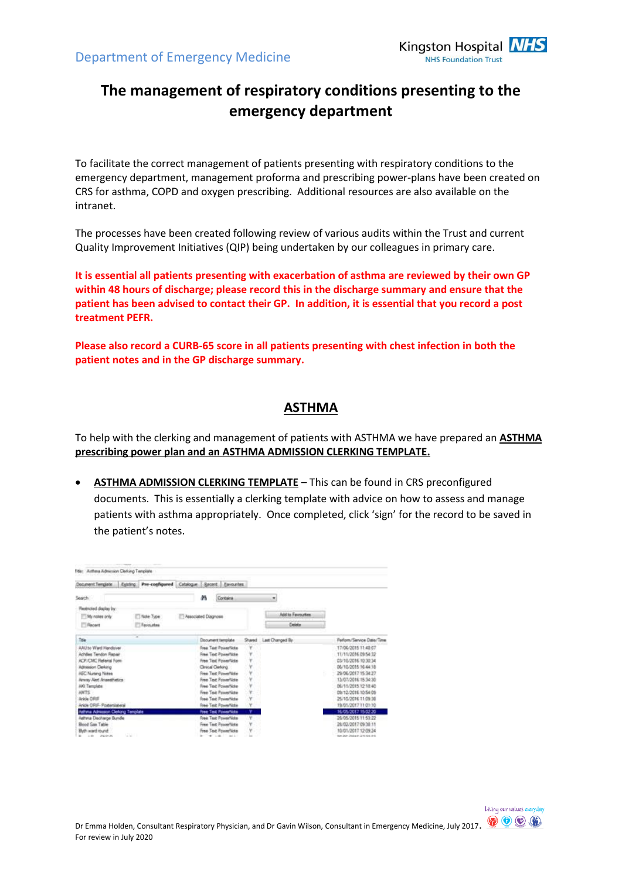Department of Emergency Medicine

Kingston Hospital NHS Foundation Trust

# The management of respiratory conditions presenting to the emergency department

To facilitate the correct management of patients presenting with respiratory conditions to the emergency department, management proforma and prescribing power-plans have been created on CRS for asthma, COPD and oxygen prescribing. Additional resources are also available on the intranet.

The processes have been created following review of various audits within the Trust and current Quality Improvement Initiatives (QIP) being undertaken by our colleagues in primary care.

**It is essential all patients presenting with exacerbation of asthma are reviewed by their own GP within 48 hours of discharge; please record this in the discharge summary and ensure that the patient has been advised to contact their GP. In addition, it is essential that you record a post treatment PEFR.**

**Please also record a CURB-65 score in all patients presenting with chest infection in both the patient notes and in the GP discharge summary.**

## ASTHMA

To help with the clerking and management of patients with ASTHMA we have prepared an **ASTHMA prescribing power plan and an ASTHMA ADMISSION CLERKING TEMPLATE.**

- **ASTHMA ADMISSION CLERKING TEMPLATE** – This can be found in CRS preconfigured documents. This is essentially a clerking template with advice on how to assess and manage patients with asthma appropriately. Once completed, click 'sign' for the record to be saved in the patient's notes.

Dr Emma Holden, Consultant Respiratory Physician, and Dr Gavin Wilson, Consultant in Emergency Medicine, July 2017.
For review in July 2020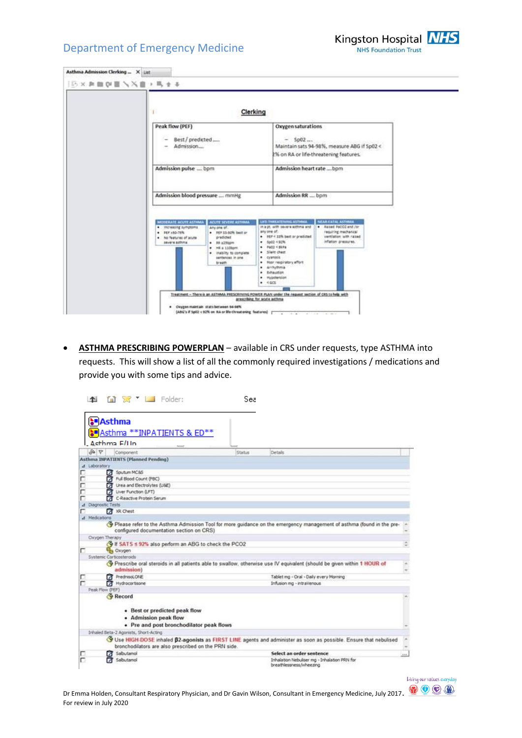Department of Emergency Medicine

Asthma Admission Clerking ... × List

**Clerking**

| Peak flow (PEF) | Oxygen saturations |
| --- | --- |
| – Best / predicted..... – Admission.... | – SpO2 .... Maintain sats 94-98%, measure ABG if SpO2 < 2% on RA or life-threatening features. |
| Admission pulse .... bpm | Admission heart rate ....bpm |
| Admission blood pressure .... mmHg | Admission RR .... bpm |

| MODERATE ACUTE ASTHMA | ACUTE SEVERE ASTHMA | LIFE-THREATENING ASTHMA | NEAR-FATAL ASTHMA |
| --- | --- | --- | --- |
| • Increasing symptoms • PEF >50-75% • No features of acute severe asthma | Any one of: • PEF 33-50% best or predicted • RR ≥25bpm • HR ≥ 110bpm • Inability to complete sentences in one breath | In a pt. with severe asthma and any one of: • PEF < 33% best or predicted • SpO2 < 92% • PaO2 < 8kPa • Silent chest • cyanosis • Poor respiratory effort • Arrhythmia • Exhaustion • Hypotension • ↓GCS | • Raised PaCO2 and /or requiring mechanical ventilation with raised inflation pressures. |

Treatment – There is an ASTHMA PRESCRIBING POWER PLAN under the request section of CRS to help with prescribing for acute asthma

- Oxygen maintain stats between 94-98% (ABG's if SpO2 < 92% on RA or life-threatening features)

- **ASTHMA PRESCRIBING POWERPLAN** – available in CRS under requests, type ASTHMA into requests. This will show a list of all the commonly required investigations / medications and provide you with some tips and advice.

Folder: Sea

**Asthma**
Asthma **INPATIENTS & ED**
Asthma F/Up

| Component | Status | Details |
| --- | --- | --- |
| **Asthma INPATIENTS (Planned Pending)** | | |
| Laboratory | | |
| Sputum MC&S | | |
| Full Blood Count (FBC) | | |
| Urea and Electrolytes (U&E) | | |
| Liver Function (LFT) | | |
| C-Reactive Protein Serum | | |
| Diagnostic Tests | | |
| XR Chest | | |
| Medications | | |
| Please refer to the Asthma Admission Tool for more guidance on the emergency management of asthma (found in the pre-configured documentation section on CRS) | | |
| Oxygen Therapy | | |
| If SATS ≤ 92% also perform an ABG to check the PCO2 | | |
| Oxygen | | |
| Systemic Corticosteroids | | |
| Prescribe oral steroids in all patients able to swallow, otherwise use IV equivalent (should be given within 1 HOUR of admission) | | |
| PrednisoLONE | | Tablet mg - Oral - Daily every Morning |
| Hydrocortisone | | Infusion mg - intraVenous |
| Peak Flow (PEF) | | |
| **Record** • Best or predicted peak flow • Admission peak flow • Pre and post bronchodilator peak flows | | |
| Inhaled Beta-2 Agonists, Short-Acting | | |
| Use HIGH-DOSE inhaled β2-agonists as FIRST LINE agents and administer as soon as possible. Ensure that nebulised bronchodilators are also prescribed on the PRN side. | | |
| Salbutamol | | **Select an order sentence** |
| Salbutamol | | Inhalation Nebuliser mg - Inhalation PRN for breathlessness/wheezing |

Dr Emma Holden, Consultant Respiratory Physician, and Dr Gavin Wilson, Consultant in Emergency Medicine, July 2017.
For review in July 2020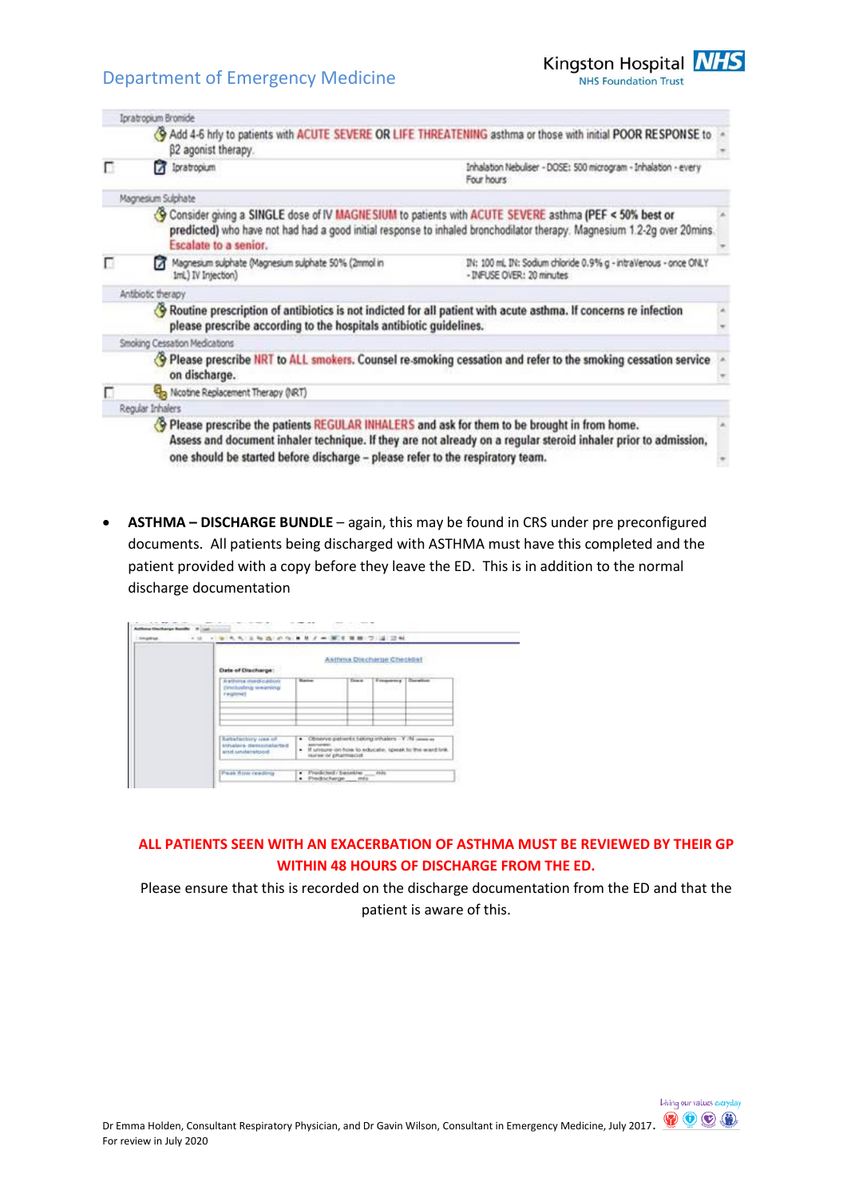| | Ipratropium Bromide | |
|---|---|---|
| | Add 4-6 hrly to patients with ACUTE SEVERE OR LIFE THREATENING asthma or those with initial POOR RESPONSE to β2 agonist therapy. | |
| ☐ | Ipratropium | Inhalation Nebuliser - DOSE: 500 microgram - Inhalation - every Four hours |
| | Magnesium Sulphate | |
| | Consider giving a SINGLE dose of IV MAGNESIUM to patients with ACUTE SEVERE asthma (PEF < 50% best or predicted) who have not had had a good initial response to inhaled bronchodilator therapy. Magnesium 1.2-2g over 20mins. Escalate to a senior. | |
| ☐ | Magnesium sulphate (Magnesium sulphate 50% (2mmol in 1mL) IV Injection) | IN: 100 mL IN: Sodium chloride 0.9% g - intraVenous - once ONLY - INFUSE OVER: 20 minutes |
| | Antibiotic therapy | |
| | Routine prescription of antibiotics is not indicted for all patient with acute asthma. If concerns re infection please prescribe according to the hospitals antibiotic guidelines. | |
| | Smoking Cessation Medications | |
| | Please prescribe NRT to ALL smokers. Counsel re-smoking cessation and refer to the smoking cessation service on discharge. | |
| ☐ | Nicotine Replacement Therapy (NRT) | |
| | Regular Inhalers | |
| | Please prescribe the patients REGULAR INHALERS and ask for them to be brought in from home. Assess and document inhaler technique. If they are not already on a regular steroid inhaler prior to admission, one should be started before discharge – please refer to the respiratory team. | |

- **ASTHMA – DISCHARGE BUNDLE** – again, this may be found in CRS under pre preconfigured documents. All patients being discharged with ASTHMA must have this completed and the patient provided with a copy before they leave the ED. This is in addition to the normal discharge documentation

**ALL PATIENTS SEEN WITH AN EXACERBATION OF ASTHMA MUST BE REVIEWED BY THEIR GP WITHIN 48 HOURS OF DISCHARGE FROM THE ED.**

Please ensure that this is recorded on the discharge documentation from the ED and that the patient is aware of this.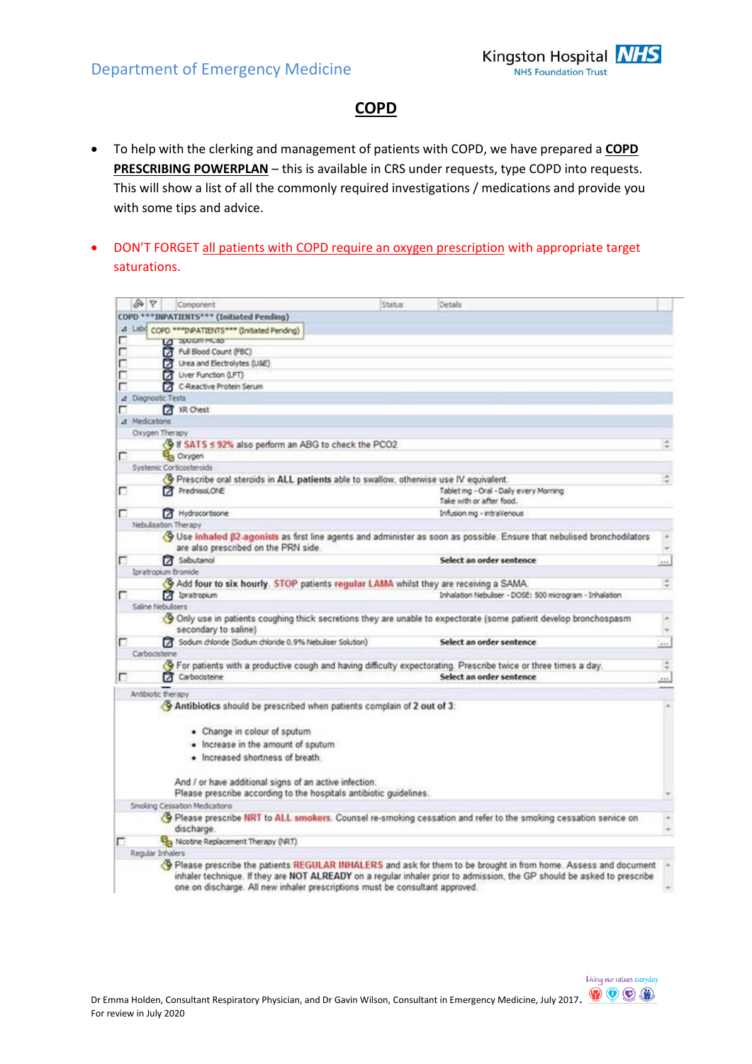Department of Emergency Medicine

## COPD

- To help with the clerking and management of patients with COPD, we have prepared a **COPD PRESCRIBING POWERPLAN** – this is available in CRS under requests, type COPD into requests. This will show a list of all the commonly required investigations / medications and provide you with some tips and advice.
- DON'T FORGET all patients with COPD require an oxygen prescription with appropriate target saturations.

| Component | Status | Details |
|---|---|---|
| **COPD ***INPATIENTS*** (Initiated Pending)** | | |
| Laboratory | | |
| Sputum MC&S | | |
| Full Blood Count (FBC) | | |
| Urea and Electrolytes (U&E) | | |
| Liver Function (LFT) | | |
| C-Reactive Protein Serum | | |
| Diagnostic Tests | | |
| XR Chest | | |
| Medications | | |
| Oxygen Therapy | | |
| If SATS ≤ 92% also perform an ABG to check the PCO2 | | |
| Oxygen | | |
| Systemic Corticosteroids | | |
| Prescribe oral steroids in **ALL patients** able to swallow, otherwise use IV equivalent. | | |
| PrednisoLONE | | Tablet mg - Oral - Daily every Morning. Take with or after food. |
| Hydrocortisone | | Infusion mg - intraVenous |
| Nebulisation Therapy | | |
| Use inhaled β2-agonists as first line agents and administer as soon as possible. Ensure that nebulised bronchodilators are also prescribed on the PRN side. | | |
| Salbutamol | | **Select an order sentence** |
| Ipratropium Bromide | | |
| Add **four to six hourly**. STOP patients regular LAMA whilst they are receiving a SAMA. | | |
| Ipratropium | | Inhalation Nebuliser - DOSE: 500 microgram - Inhalation |
| Saline Nebulisers | | |
| Only use in patients coughing thick secretions they are unable to expectorate (some patient develop bronchospasm secondary to saline) | | |
| Sodium chloride (Sodium chloride 0.9% Nebuliser Solution) | | **Select an order sentence** |
| Carbocisteine | | |
| For patients with a productive cough and having difficulty expectorating. Prescribe twice or three times a day. | | |
| Carbocisteine | | **Select an order sentence** |
| Antibiotic therapy | | |
| **Antibiotics** should be prescribed when patients complain of **2 out of 3**: • Change in colour of sputum • Increase in the amount of sputum • Increased shortness of breath. And / or have additional signs of an active infection. Please prescribe according to the hospitals antibiotic guidelines. | | |
| Smoking Cessation Medications | | |
| Please prescribe NRT to ALL smokers. Counsel re-smoking cessation and refer to the smoking cessation service on discharge. | | |
| Nicotine Replacement Therapy (NRT) | | |
| Regular Inhalers | | |
| Please prescribe the patients REGULAR INHALERS and ask for them to be brought in from home. Assess and document inhaler technique. If they are **NOT ALREADY** on a regular inhaler prior to admission, the GP should be asked to prescribe one on discharge. All new inhaler prescriptions must be consultant approved. | | |

Dr Emma Holden, Consultant Respiratory Physician, and Dr Gavin Wilson, Consultant in Emergency Medicine, July 2017.
For review in July 2020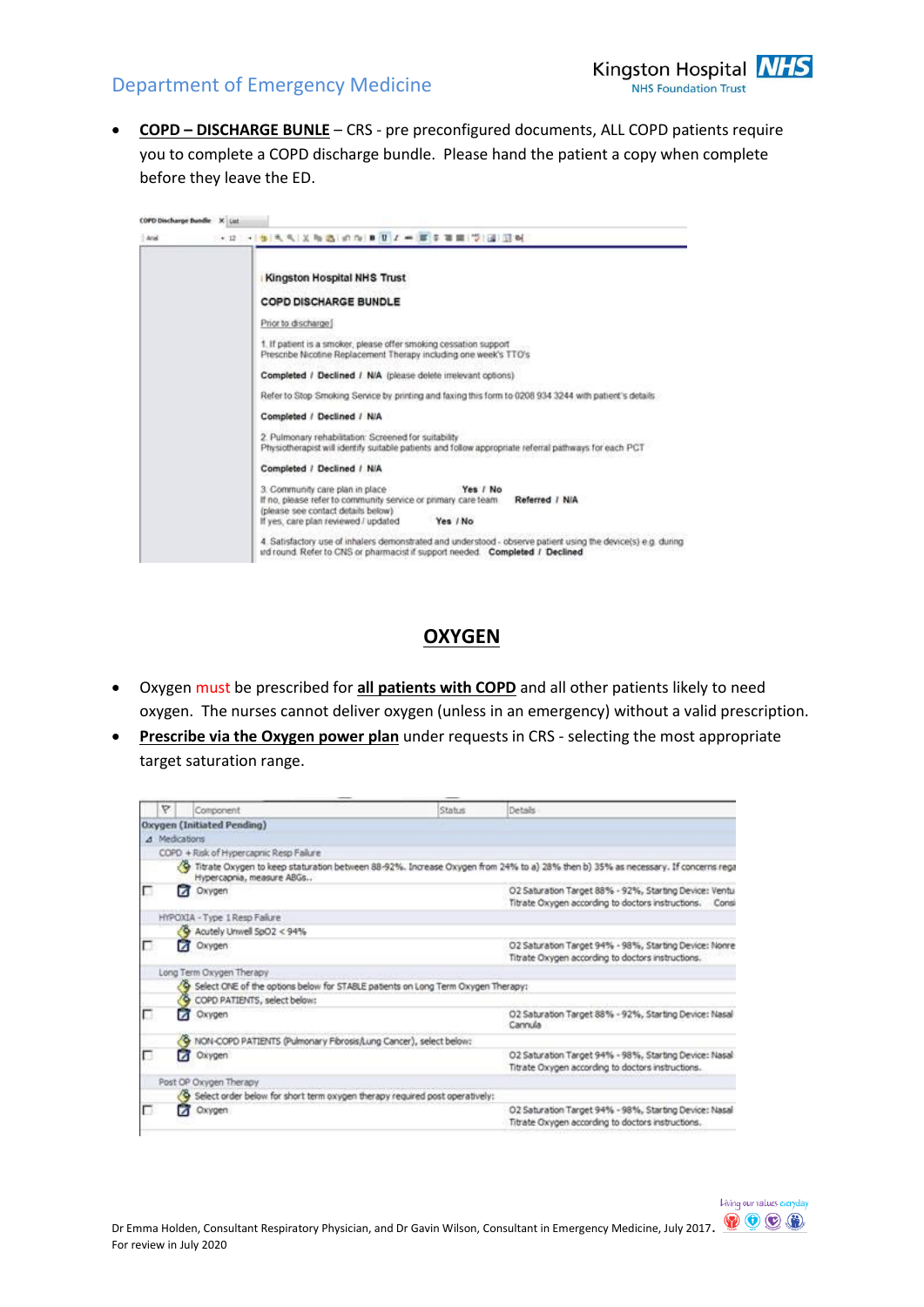- **COPD – DISCHARGE BUNLE** – CRS - pre preconfigured documents, ALL COPD patients require you to complete a COPD discharge bundle. Please hand the patient a copy when complete before they leave the ED.

Kingston Hospital NHS Trust

COPD DISCHARGE BUNDLE

Prior to discharge

1. If patient is a smoker, please offer smoking cessation support
Prescribe Nicotine Replacement Therapy including one week's TTO's

**Completed / Declined / N/A** (please delete irrelevant options)

Refer to Stop Smoking Service by printing and faxing this form to 0208 934 3244 with patient's details

**Completed / Declined / N/A**

2. Pulmonary rehabilitation: Screened for suitability
Physiotherapist will identify suitable patients and follow appropriate referral pathways for each PCT

**Completed / Declined / N/A**

3. Community care plan in place **Yes / No**
If no, please refer to community service or primary care team **Referred / N/A**
(please see contact details below)
If yes, care plan reviewed / updated **Yes / No**

4. Satisfactory use of inhalers demonstrated and understood - observe patient using the device(s) e.g. during ward round. Refer to CNS or pharmacist if support needed. **Completed / Declined**

## OXYGEN

- Oxygen must be prescribed for **all patients with COPD** and all other patients likely to need oxygen. The nurses cannot deliver oxygen (unless in an emergency) without a valid prescription.
- **Prescribe via the Oxygen power plan** under requests in CRS - selecting the most appropriate target saturation range.

| Component | Status | Details |
|---|---|---|
| **Oxygen (Initiated Pending)** | | |
| Medications | | |
| COPD + Risk of Hypercapnic Resp Failure | | |
| Titrate Oxygen to keep staturation between 88-92%. Increase Oxygen from 24% to a) 28% then b) 35% as necessary. If concerns rega Hypercapnia, measure ABGs.. | | |
| Oxygen | | O2 Saturation Target 88% - 92%, Starting Device: Ventu Titrate Oxygen according to doctors instructions. Consi |
| HYPOXIA - Type 1 Resp Failure | | |
| Acutely Unwell SpO2 < 94% | | |
| Oxygen | | O2 Saturation Target 94% - 98%, Starting Device: Nonre Titrate Oxygen according to doctors instructions. |
| Long Term Oxygen Therapy | | |
| Select ONE of the options below for STABLE patients on Long Term Oxygen Therapy: | | |
| COPD PATIENTS, select below: | | |
| Oxygen | | O2 Saturation Target 88% - 92%, Starting Device: Nasal Cannula |
| NON-COPD PATIENTS (Pulmonary Fibrosis/Lung Cancer), select below: | | |
| Oxygen | | O2 Saturation Target 94% - 98%, Starting Device: Nasal Titrate Oxygen according to doctors instructions. |
| Post OP Oxygen Therapy | | |
| Select order below for short term oxygen therapy required post operatively: | | |
| Oxygen | | O2 Saturation Target 94% - 98%, Starting Device: Nasal Titrate Oxygen according to doctors instructions. |

Dr Emma Holden, Consultant Respiratory Physician, and Dr Gavin Wilson, Consultant in Emergency Medicine, July 2017.
For review in July 2020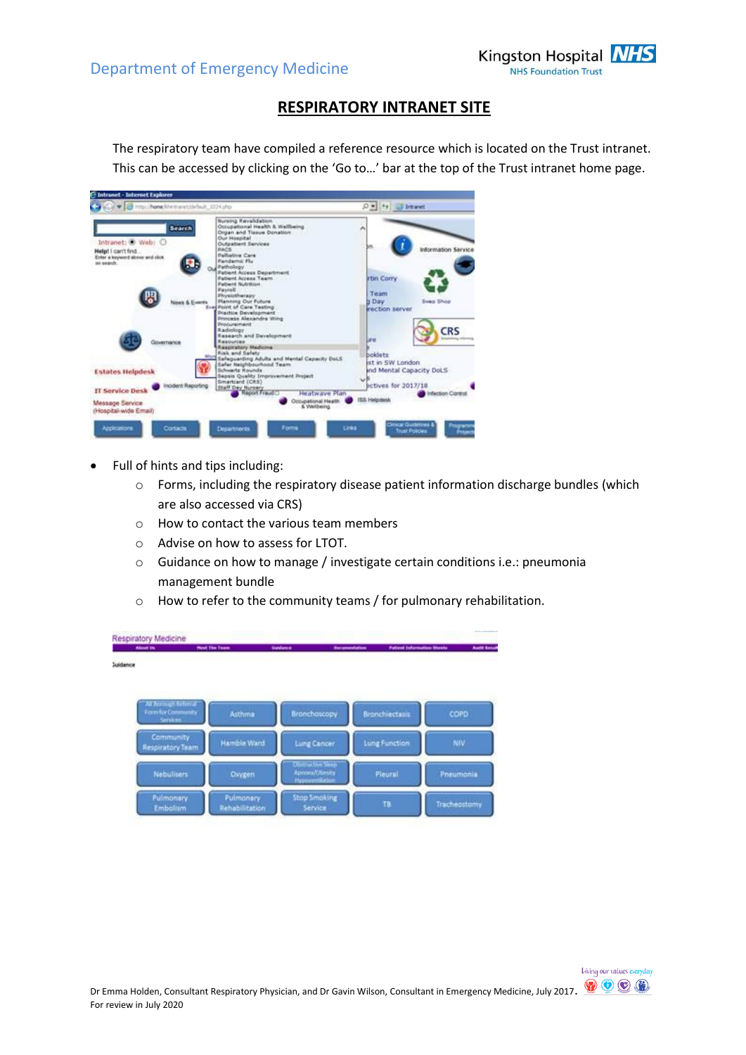## RESPIRATORY INTRANET SITE

The respiratory team have compiled a reference resource which is located on the Trust intranet. This can be accessed by clicking on the 'Go to…' bar at the top of the Trust intranet home page.

- Full of hints and tips including:
  - Forms, including the respiratory disease patient information discharge bundles (which are also accessed via CRS)
  - How to contact the various team members
  - Advise on how to assess for LTOT.
  - Guidance on how to manage / investigate certain conditions i.e.: pneumonia management bundle
  - How to refer to the community teams / for pulmonary rehabilitation.

Dr Emma Holden, Consultant Respiratory Physician, and Dr Gavin Wilson, Consultant in Emergency Medicine, July 2017.
For review in July 2020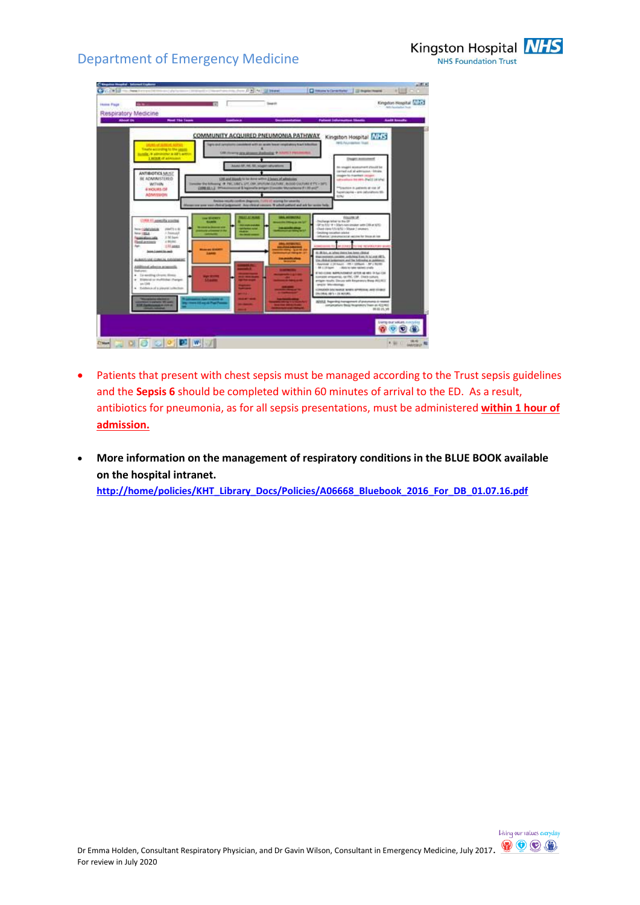- Patients that present with chest sepsis must be managed according to the Trust sepsis guidelines and the **Sepsis 6** should be completed within 60 minutes of arrival to the ED. As a result, antibiotics for pneumonia, as for all sepsis presentations, must be administered **within 1 hour of admission.**

- **More information on the management of respiratory conditions in the BLUE BOOK available on the hospital intranet.**
  http://home/policies/KHT_Library_Docs/Policies/A06668_Bluebook_2016_For_DB_01.07.16.pdf

Dr Emma Holden, Consultant Respiratory Physician, and Dr Gavin Wilson, Consultant in Emergency Medicine, July 2017.
For review in July 2020